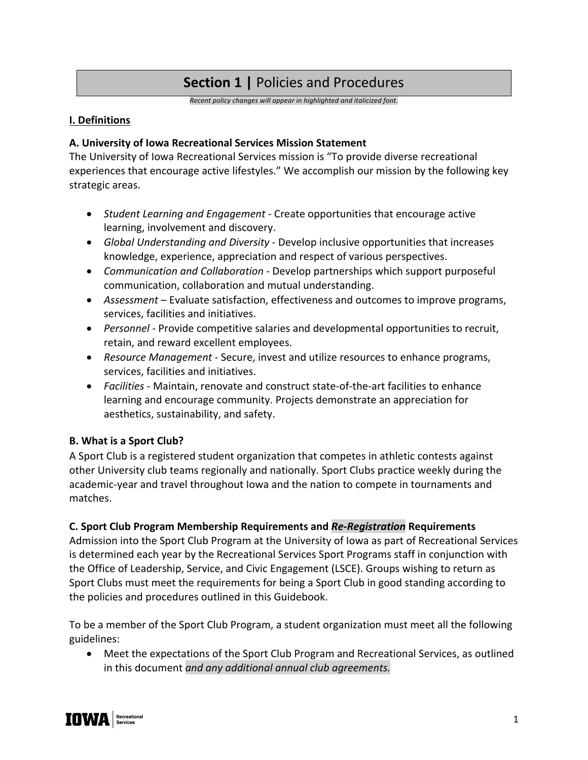# **Section 1 |** Policies and Procedures

*Recent policy changes will appear in highlighted and italicized font.*

## I. Definitions

### A. University of Iowa Recreational Services Mission Statement

The University of Iowa Recreational Services mission is "To provide diverse recreational experiences that encourage active lifestyles." We accomplish our mission by the following key strategic areas.

- *Student Learning and Engagement* - Create opportunities that encourage active learning, involvement and discovery.
- *Global Understanding and Diversity* - Develop inclusive opportunities that increases knowledge, experience, appreciation and respect of various perspectives.
- *Communication and Collaboration* - Develop partnerships which support purposeful communication, collaboration and mutual understanding.
- *Assessment* – Evaluate satisfaction, effectiveness and outcomes to improve programs, services, facilities and initiatives.
- *Personnel* - Provide competitive salaries and developmental opportunities to recruit, retain, and reward excellent employees.
- *Resource Management* - Secure, invest and utilize resources to enhance programs, services, facilities and initiatives.
- *Facilities* - Maintain, renovate and construct state-of-the-art facilities to enhance learning and encourage community. Projects demonstrate an appreciation for aesthetics, sustainability, and safety.

### B. What is a Sport Club?

A Sport Club is a registered student organization that competes in athletic contests against other University club teams regionally and nationally. Sport Clubs practice weekly during the academic-year and travel throughout Iowa and the nation to compete in tournaments and matches.

### C. Sport Club Program Membership Requirements and ***Re-Registration*** Requirements

Admission into the Sport Club Program at the University of Iowa as part of Recreational Services is determined each year by the Recreational Services Sport Programs staff in conjunction with the Office of Leadership, Service, and Civic Engagement (LSCE). Groups wishing to return as Sport Clubs must meet the requirements for being a Sport Club in good standing according to the policies and procedures outlined in this Guidebook.

To be a member of the Sport Club Program, a student organization must meet all the following guidelines:

- Meet the expectations of the Sport Club Program and Recreational Services, as outlined in this document *and any additional annual club agreements.*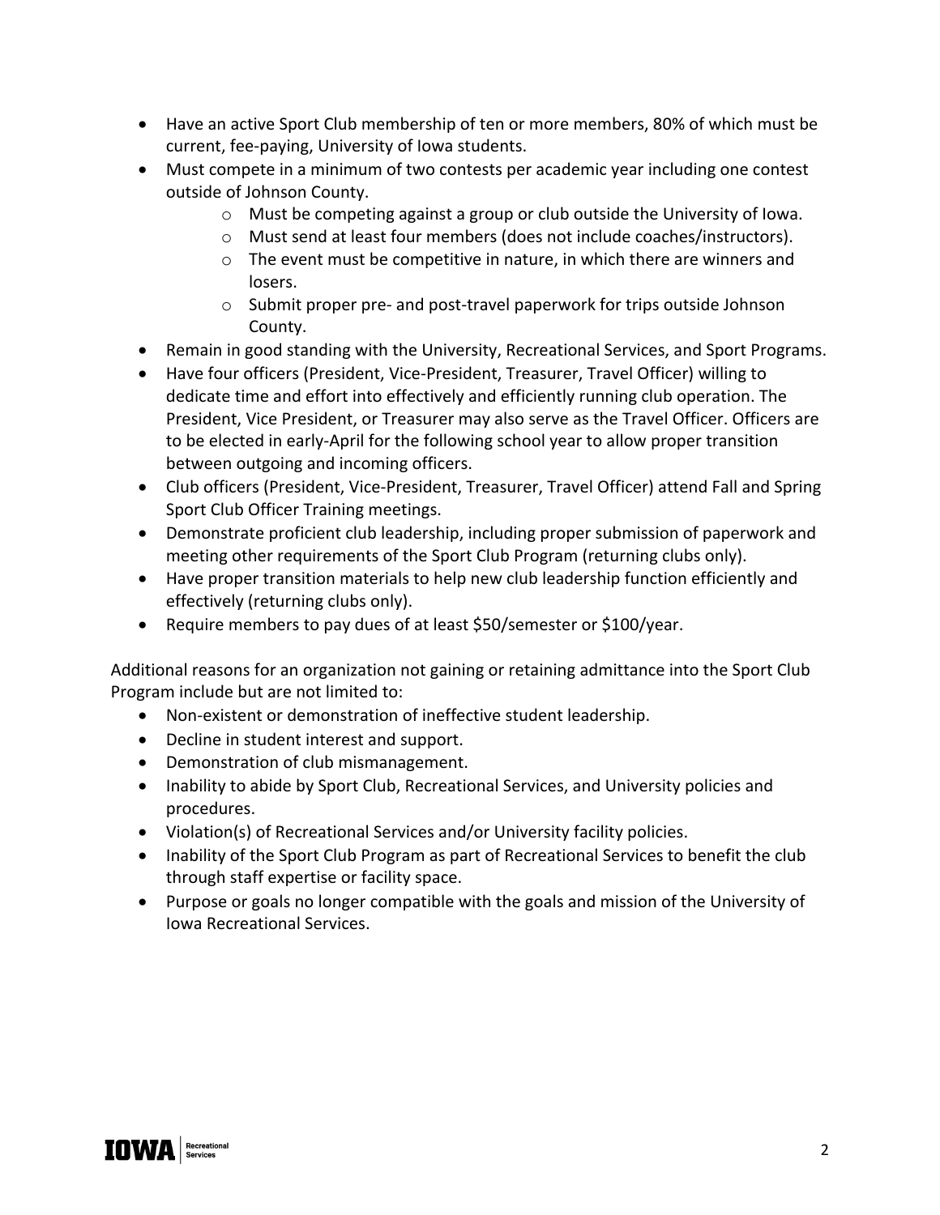- Have an active Sport Club membership of ten or more members, 80% of which must be current, fee-paying, University of Iowa students.
- Must compete in a minimum of two contests per academic year including one contest outside of Johnson County.
    - Must be competing against a group or club outside the University of Iowa.
    - Must send at least four members (does not include coaches/instructors).
    - The event must be competitive in nature, in which there are winners and losers.
    - Submit proper pre- and post-travel paperwork for trips outside Johnson County.
- Remain in good standing with the University, Recreational Services, and Sport Programs.
- Have four officers (President, Vice-President, Treasurer, Travel Officer) willing to dedicate time and effort into effectively and efficiently running club operation. The President, Vice President, or Treasurer may also serve as the Travel Officer. Officers are to be elected in early-April for the following school year to allow proper transition between outgoing and incoming officers.
- Club officers (President, Vice-President, Treasurer, Travel Officer) attend Fall and Spring Sport Club Officer Training meetings.
- Demonstrate proficient club leadership, including proper submission of paperwork and meeting other requirements of the Sport Club Program (returning clubs only).
- Have proper transition materials to help new club leadership function efficiently and effectively (returning clubs only).
- Require members to pay dues of at least $50/semester or $100/year.

Additional reasons for an organization not gaining or retaining admittance into the Sport Club Program include but are not limited to:

- Non-existent or demonstration of ineffective student leadership.
- Decline in student interest and support.
- Demonstration of club mismanagement.
- Inability to abide by Sport Club, Recreational Services, and University policies and procedures.
- Violation(s) of Recreational Services and/or University facility policies.
- Inability of the Sport Club Program as part of Recreational Services to benefit the club through staff expertise or facility space.
- Purpose or goals no longer compatible with the goals and mission of the University of Iowa Recreational Services.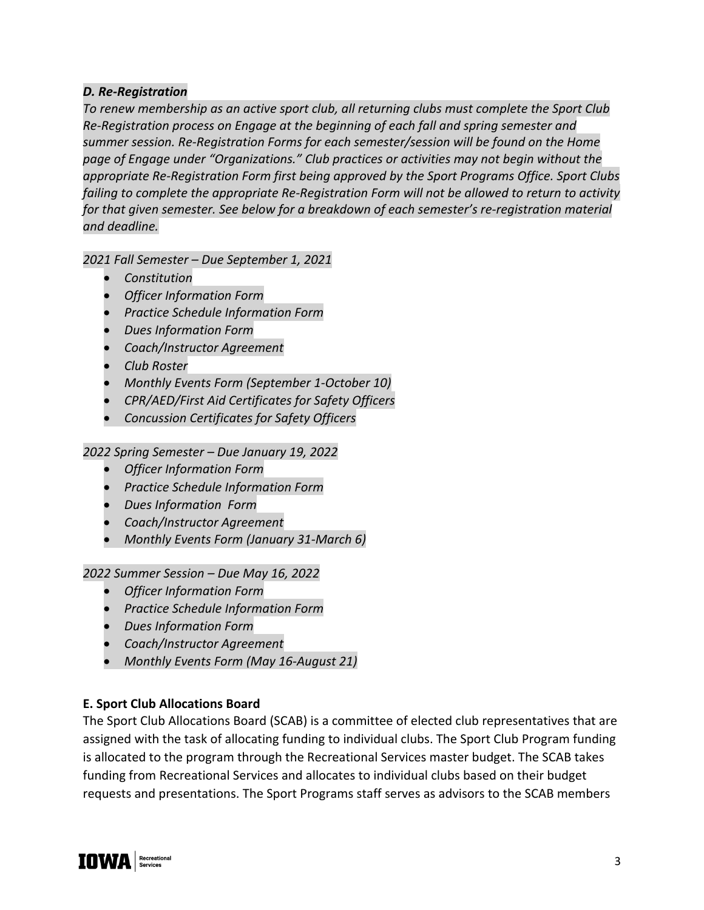### *D. Re-Registration*

*To renew membership as an active sport club, all returning clubs must complete the Sport Club Re-Registration process on Engage at the beginning of each fall and spring semester and summer session. Re-Registration Forms for each semester/session will be found on the Home page of Engage under "Organizations." Club practices or activities may not begin without the appropriate Re-Registration Form first being approved by the Sport Programs Office. Sport Clubs failing to complete the appropriate Re-Registration Form will not be allowed to return to activity for that given semester. See below for a breakdown of each semester's re-registration material and deadline.*

*2021 Fall Semester – Due September 1, 2021*

- *Constitution*
- *Officer Information Form*
- *Practice Schedule Information Form*
- *Dues Information Form*
- *Coach/Instructor Agreement*
- *Club Roster*
- *Monthly Events Form (September 1-October 10)*
- *CPR/AED/First Aid Certificates for Safety Officers*
- *Concussion Certificates for Safety Officers*

*2022 Spring Semester – Due January 19, 2022*

- *Officer Information Form*
- *Practice Schedule Information Form*
- *Dues Information Form*
- *Coach/Instructor Agreement*
- *Monthly Events Form (January 31-March 6)*

*2022 Summer Session – Due May 16, 2022*

- *Officer Information Form*
- *Practice Schedule Information Form*
- *Dues Information Form*
- *Coach/Instructor Agreement*
- *Monthly Events Form (May 16-August 21)*

### E. Sport Club Allocations Board

The Sport Club Allocations Board (SCAB) is a committee of elected club representatives that are assigned with the task of allocating funding to individual clubs. The Sport Club Program funding is allocated to the program through the Recreational Services master budget. The SCAB takes funding from Recreational Services and allocates to individual clubs based on their budget requests and presentations. The Sport Programs staff serves as advisors to the SCAB members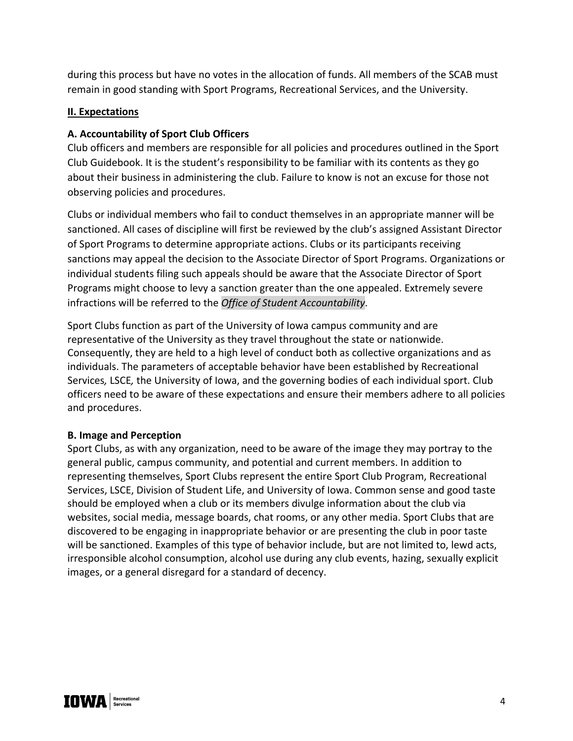during this process but have no votes in the allocation of funds. All members of the SCAB must remain in good standing with Sport Programs, Recreational Services, and the University.

## II. Expectations

### A. Accountability of Sport Club Officers

Club officers and members are responsible for all policies and procedures outlined in the Sport Club Guidebook. It is the student's responsibility to be familiar with its contents as they go about their business in administering the club. Failure to know is not an excuse for those not observing policies and procedures.

Clubs or individual members who fail to conduct themselves in an appropriate manner will be sanctioned. All cases of discipline will first be reviewed by the club's assigned Assistant Director of Sport Programs to determine appropriate actions. Clubs or its participants receiving sanctions may appeal the decision to the Associate Director of Sport Programs. Organizations or individual students filing such appeals should be aware that the Associate Director of Sport Programs might choose to levy a sanction greater than the one appealed. Extremely severe infractions will be referred to the *Office of Student Accountability*.

Sport Clubs function as part of the University of Iowa campus community and are representative of the University as they travel throughout the state or nationwide. Consequently, they are held to a high level of conduct both as collective organizations and as individuals. The parameters of acceptable behavior have been established by Recreational Services, LSCE, the University of Iowa, and the governing bodies of each individual sport. Club officers need to be aware of these expectations and ensure their members adhere to all policies and procedures.

### B. Image and Perception

Sport Clubs, as with any organization, need to be aware of the image they may portray to the general public, campus community, and potential and current members. In addition to representing themselves, Sport Clubs represent the entire Sport Club Program, Recreational Services, LSCE, Division of Student Life, and University of Iowa. Common sense and good taste should be employed when a club or its members divulge information about the club via websites, social media, message boards, chat rooms, or any other media. Sport Clubs that are discovered to be engaging in inappropriate behavior or are presenting the club in poor taste will be sanctioned. Examples of this type of behavior include, but are not limited to, lewd acts, irresponsible alcohol consumption, alcohol use during any club events, hazing, sexually explicit images, or a general disregard for a standard of decency.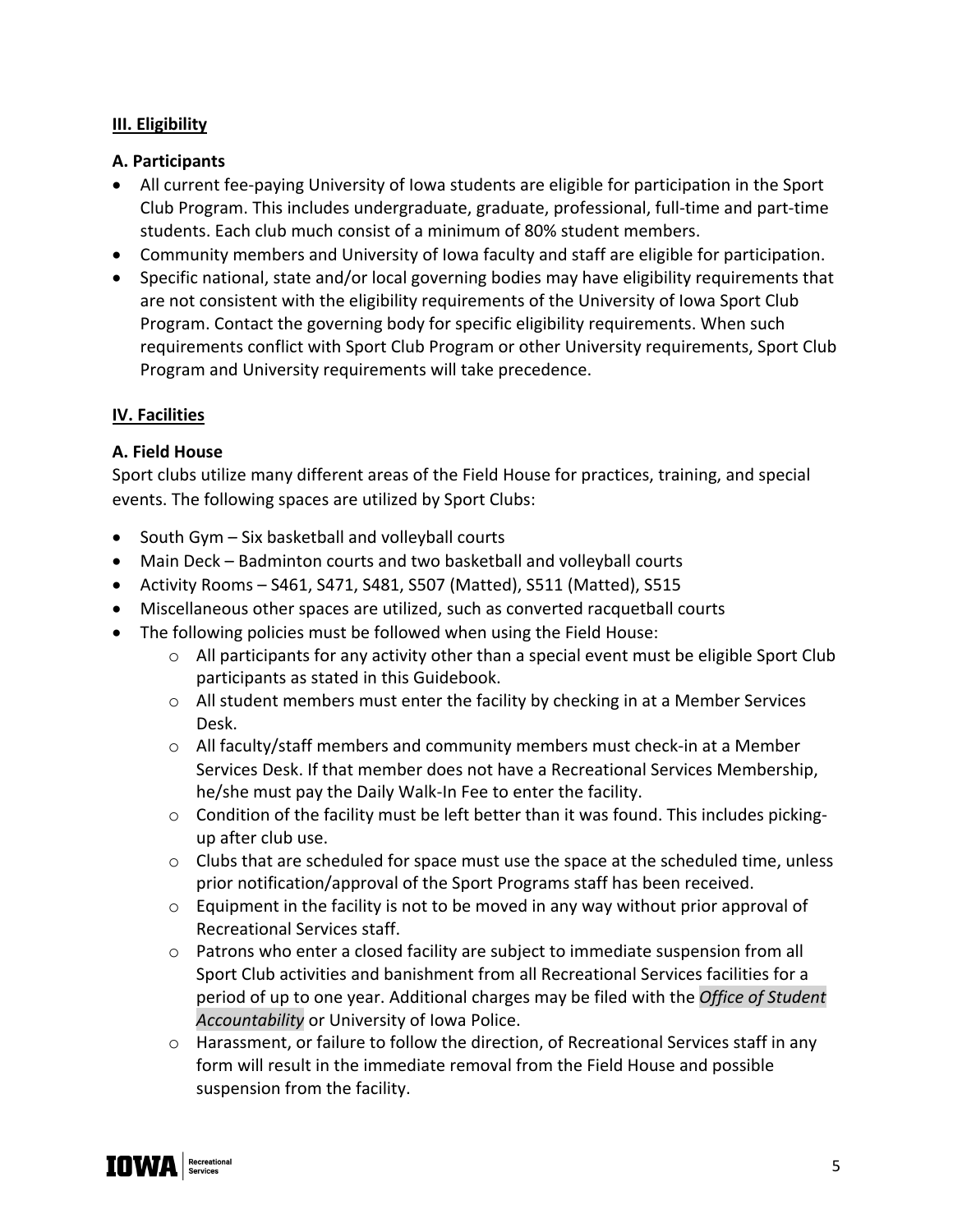## III. Eligibility

### A. Participants

- All current fee-paying University of Iowa students are eligible for participation in the Sport Club Program. This includes undergraduate, graduate, professional, full-time and part-time students. Each club much consist of a minimum of 80% student members.
- Community members and University of Iowa faculty and staff are eligible for participation.
- Specific national, state and/or local governing bodies may have eligibility requirements that are not consistent with the eligibility requirements of the University of Iowa Sport Club Program. Contact the governing body for specific eligibility requirements. When such requirements conflict with Sport Club Program or other University requirements, Sport Club Program and University requirements will take precedence.

## IV. Facilities

### A. Field House

Sport clubs utilize many different areas of the Field House for practices, training, and special events. The following spaces are utilized by Sport Clubs:

- South Gym – Six basketball and volleyball courts
- Main Deck – Badminton courts and two basketball and volleyball courts
- Activity Rooms – S461, S471, S481, S507 (Matted), S511 (Matted), S515
- Miscellaneous other spaces are utilized, such as converted racquetball courts
- The following policies must be followed when using the Field House:
  - All participants for any activity other than a special event must be eligible Sport Club participants as stated in this Guidebook.
  - All student members must enter the facility by checking in at a Member Services Desk.
  - All faculty/staff members and community members must check-in at a Member Services Desk. If that member does not have a Recreational Services Membership, he/she must pay the Daily Walk-In Fee to enter the facility.
  - Condition of the facility must be left better than it was found. This includes picking-up after club use.
  - Clubs that are scheduled for space must use the space at the scheduled time, unless prior notification/approval of the Sport Programs staff has been received.
  - Equipment in the facility is not to be moved in any way without prior approval of Recreational Services staff.
  - Patrons who enter a closed facility are subject to immediate suspension from all Sport Club activities and banishment from all Recreational Services facilities for a period of up to one year. Additional charges may be filed with the *Office of Student Accountability* or University of Iowa Police.
  - Harassment, or failure to follow the direction, of Recreational Services staff in any form will result in the immediate removal from the Field House and possible suspension from the facility.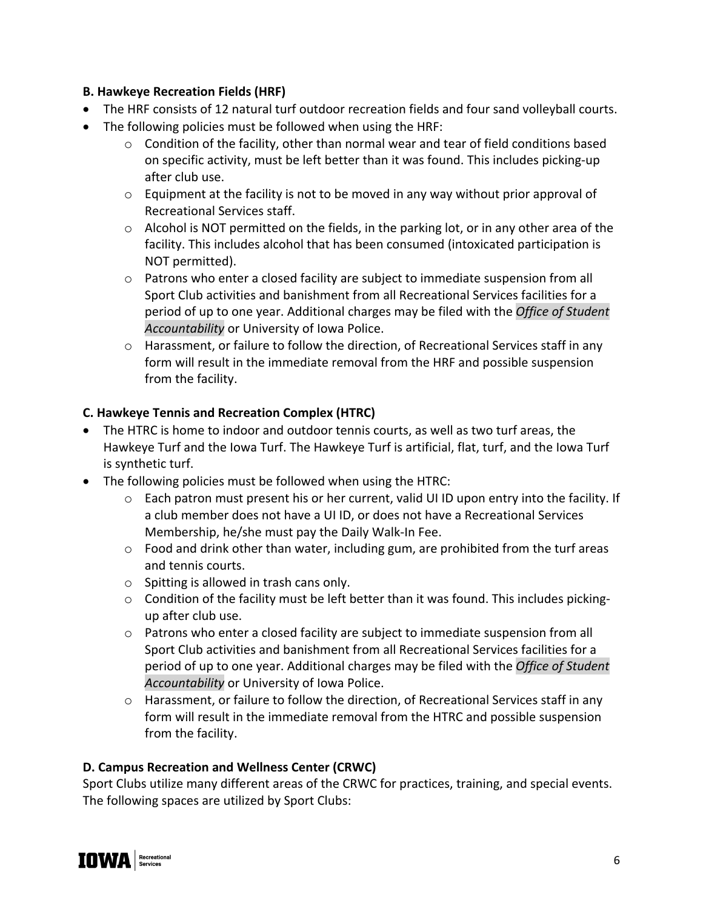### B. Hawkeye Recreation Fields (HRF)

- The HRF consists of 12 natural turf outdoor recreation fields and four sand volleyball courts.
- The following policies must be followed when using the HRF:
  - Condition of the facility, other than normal wear and tear of field conditions based on specific activity, must be left better than it was found. This includes picking-up after club use.
  - Equipment at the facility is not to be moved in any way without prior approval of Recreational Services staff.
  - Alcohol is NOT permitted on the fields, in the parking lot, or in any other area of the facility. This includes alcohol that has been consumed (intoxicated participation is NOT permitted).
  - Patrons who enter a closed facility are subject to immediate suspension from all Sport Club activities and banishment from all Recreational Services facilities for a period of up to one year. Additional charges may be filed with the ***Office of Student Accountability*** or University of Iowa Police.
  - Harassment, or failure to follow the direction, of Recreational Services staff in any form will result in the immediate removal from the HRF and possible suspension from the facility.

### C. Hawkeye Tennis and Recreation Complex (HTRC)

- The HTRC is home to indoor and outdoor tennis courts, as well as two turf areas, the Hawkeye Turf and the Iowa Turf. The Hawkeye Turf is artificial, flat, turf, and the Iowa Turf is synthetic turf.
- The following policies must be followed when using the HTRC:
  - Each patron must present his or her current, valid UI ID upon entry into the facility. If a club member does not have a UI ID, or does not have a Recreational Services Membership, he/she must pay the Daily Walk-In Fee.
  - Food and drink other than water, including gum, are prohibited from the turf areas and tennis courts.
  - Spitting is allowed in trash cans only.
  - Condition of the facility must be left better than it was found. This includes picking-up after club use.
  - Patrons who enter a closed facility are subject to immediate suspension from all Sport Club activities and banishment from all Recreational Services facilities for a period of up to one year. Additional charges may be filed with the ***Office of Student Accountability*** or University of Iowa Police.
  - Harassment, or failure to follow the direction, of Recreational Services staff in any form will result in the immediate removal from the HTRC and possible suspension from the facility.

### D. Campus Recreation and Wellness Center (CRWC)

Sport Clubs utilize many different areas of the CRWC for practices, training, and special events. The following spaces are utilized by Sport Clubs: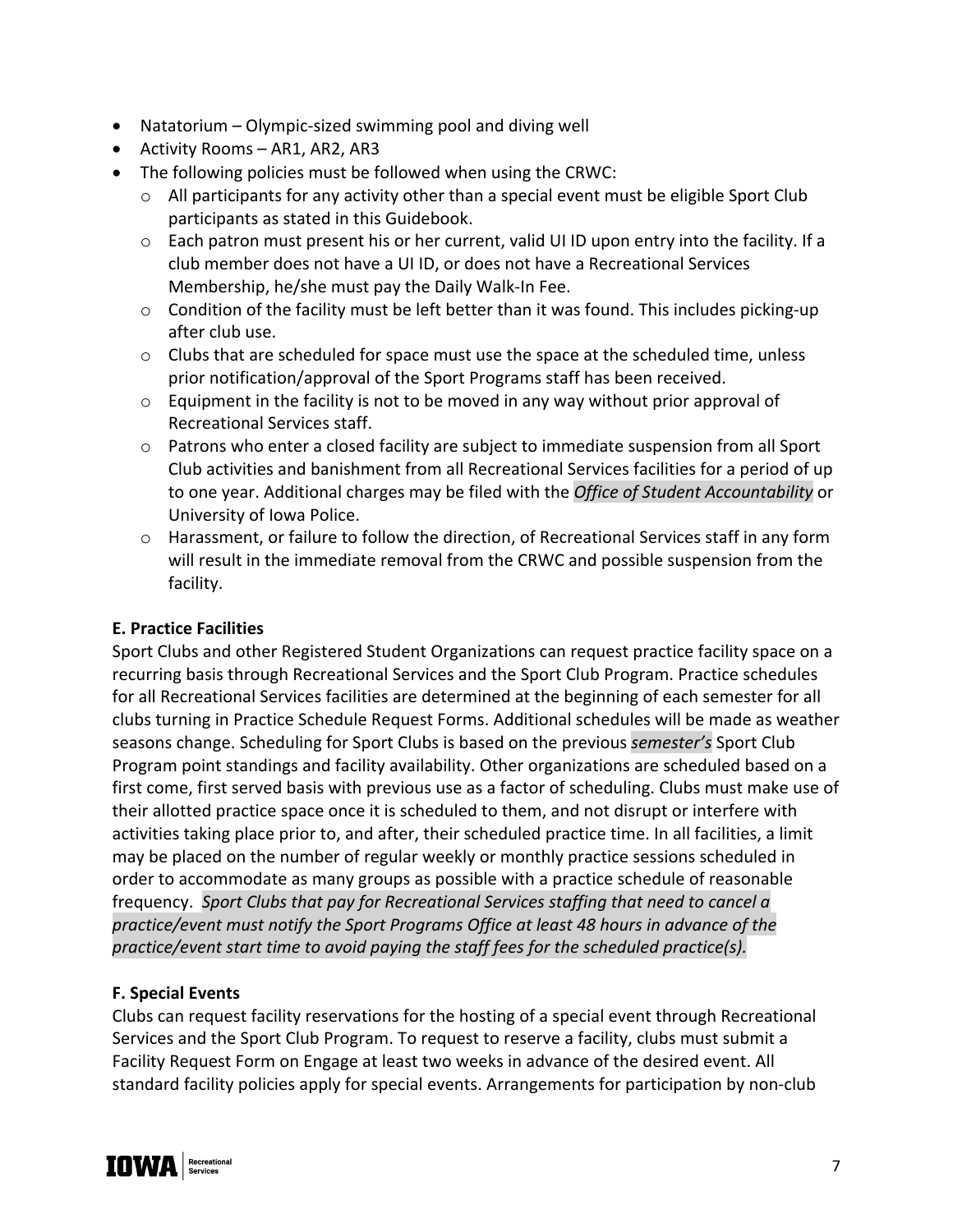- Natatorium – Olympic-sized swimming pool and diving well
- Activity Rooms – AR1, AR2, AR3
- The following policies must be followed when using the CRWC:
  - All participants for any activity other than a special event must be eligible Sport Club participants as stated in this Guidebook.
  - Each patron must present his or her current, valid UI ID upon entry into the facility. If a club member does not have a UI ID, or does not have a Recreational Services Membership, he/she must pay the Daily Walk-In Fee.
  - Condition of the facility must be left better than it was found. This includes picking-up after club use.
  - Clubs that are scheduled for space must use the space at the scheduled time, unless prior notification/approval of the Sport Programs staff has been received.
  - Equipment in the facility is not to be moved in any way without prior approval of Recreational Services staff.
  - Patrons who enter a closed facility are subject to immediate suspension from all Sport Club activities and banishment from all Recreational Services facilities for a period of up to one year. Additional charges may be filed with the *Office of Student Accountability* or University of Iowa Police.
  - Harassment, or failure to follow the direction, of Recreational Services staff in any form will result in the immediate removal from the CRWC and possible suspension from the facility.

**E. Practice Facilities**

Sport Clubs and other Registered Student Organizations can request practice facility space on a recurring basis through Recreational Services and the Sport Club Program. Practice schedules for all Recreational Services facilities are determined at the beginning of each semester for all clubs turning in Practice Schedule Request Forms. Additional schedules will be made as weather seasons change. Scheduling for Sport Clubs is based on the previous *semester's* Sport Club Program point standings and facility availability. Other organizations are scheduled based on a first come, first served basis with previous use as a factor of scheduling. Clubs must make use of their allotted practice space once it is scheduled to them, and not disrupt or interfere with activities taking place prior to, and after, their scheduled practice time. In all facilities, a limit may be placed on the number of regular weekly or monthly practice sessions scheduled in order to accommodate as many groups as possible with a practice schedule of reasonable frequency. *Sport Clubs that pay for Recreational Services staffing that need to cancel a practice/event must notify the Sport Programs Office at least 48 hours in advance of the practice/event start time to avoid paying the staff fees for the scheduled practice(s).*

**F. Special Events**

Clubs can request facility reservations for the hosting of a special event through Recreational Services and the Sport Club Program. To request to reserve a facility, clubs must submit a Facility Request Form on Engage at least two weeks in advance of the desired event. All standard facility policies apply for special events. Arrangements for participation by non-club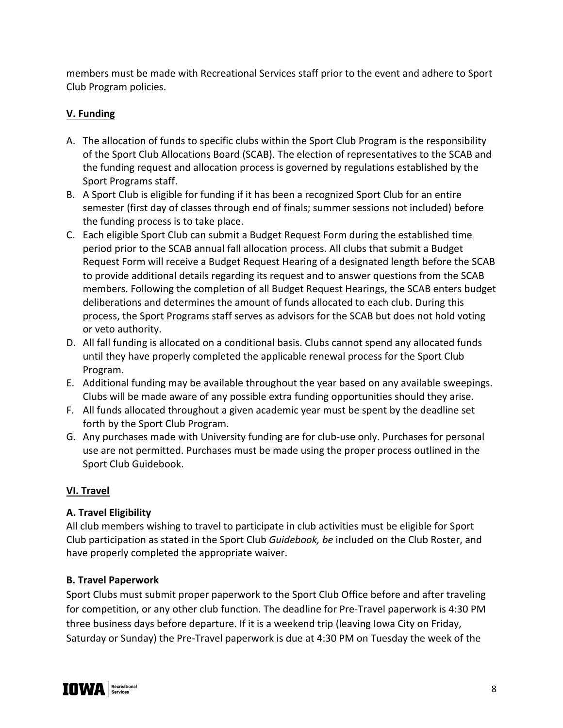members must be made with Recreational Services staff prior to the event and adhere to Sport Club Program policies.

## V. Funding

A. The allocation of funds to specific clubs within the Sport Club Program is the responsibility of the Sport Club Allocations Board (SCAB). The election of representatives to the SCAB and the funding request and allocation process is governed by regulations established by the Sport Programs staff.

B. A Sport Club is eligible for funding if it has been a recognized Sport Club for an entire semester (first day of classes through end of finals; summer sessions not included) before the funding process is to take place.

C. Each eligible Sport Club can submit a Budget Request Form during the established time period prior to the SCAB annual fall allocation process. All clubs that submit a Budget Request Form will receive a Budget Request Hearing of a designated length before the SCAB to provide additional details regarding its request and to answer questions from the SCAB members. Following the completion of all Budget Request Hearings, the SCAB enters budget deliberations and determines the amount of funds allocated to each club. During this process, the Sport Programs staff serves as advisors for the SCAB but does not hold voting or veto authority.

D. All fall funding is allocated on a conditional basis. Clubs cannot spend any allocated funds until they have properly completed the applicable renewal process for the Sport Club Program.

E. Additional funding may be available throughout the year based on any available sweepings. Clubs will be made aware of any possible extra funding opportunities should they arise.

F. All funds allocated throughout a given academic year must be spent by the deadline set forth by the Sport Club Program.

G. Any purchases made with University funding are for club-use only. Purchases for personal use are not permitted. Purchases must be made using the proper process outlined in the Sport Club Guidebook.

## VI. Travel

### A. Travel Eligibility

All club members wishing to travel to participate in club activities must be eligible for Sport Club participation as stated in the Sport Club *Guidebook, be* included on the Club Roster, and have properly completed the appropriate waiver.

### B. Travel Paperwork

Sport Clubs must submit proper paperwork to the Sport Club Office before and after traveling for competition, or any other club function. The deadline for Pre-Travel paperwork is 4:30 PM three business days before departure. If it is a weekend trip (leaving Iowa City on Friday, Saturday or Sunday) the Pre-Travel paperwork is due at 4:30 PM on Tuesday the week of the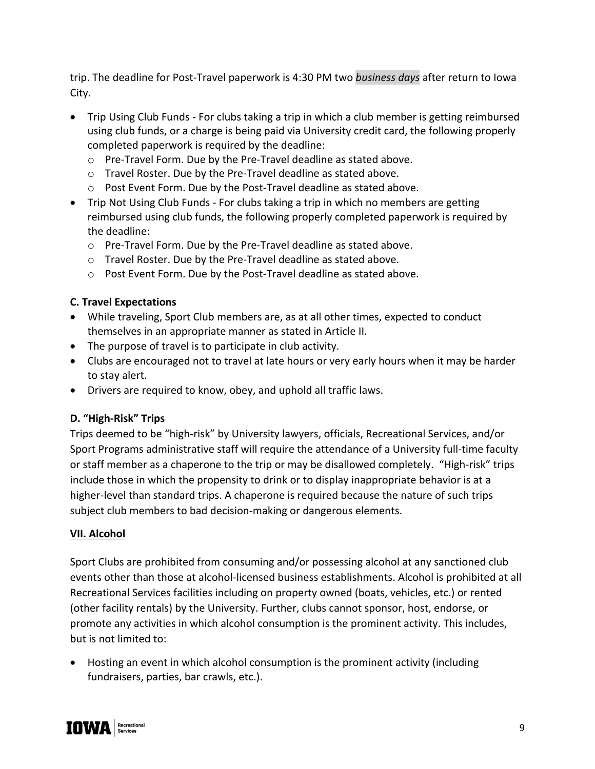trip. The deadline for Post-Travel paperwork is 4:30 PM two *business days* after return to Iowa City.

- Trip Using Club Funds - For clubs taking a trip in which a club member is getting reimbursed using club funds, or a charge is being paid via University credit card, the following properly completed paperwork is required by the deadline:
  - Pre-Travel Form. Due by the Pre-Travel deadline as stated above.
  - Travel Roster. Due by the Pre-Travel deadline as stated above.
  - Post Event Form. Due by the Post-Travel deadline as stated above.
- Trip Not Using Club Funds - For clubs taking a trip in which no members are getting reimbursed using club funds, the following properly completed paperwork is required by the deadline:
  - Pre-Travel Form. Due by the Pre-Travel deadline as stated above.
  - Travel Roster. Due by the Pre-Travel deadline as stated above.
  - Post Event Form. Due by the Post-Travel deadline as stated above.

**C. Travel Expectations**

- While traveling, Sport Club members are, as at all other times, expected to conduct themselves in an appropriate manner as stated in Article II.
- The purpose of travel is to participate in club activity.
- Clubs are encouraged not to travel at late hours or very early hours when it may be harder to stay alert.
- Drivers are required to know, obey, and uphold all traffic laws.

**D. "High-Risk" Trips**

Trips deemed to be "high-risk" by University lawyers, officials, Recreational Services, and/or Sport Programs administrative staff will require the attendance of a University full-time faculty or staff member as a chaperone to the trip or may be disallowed completely. "High-risk" trips include those in which the propensity to drink or to display inappropriate behavior is at a higher-level than standard trips. A chaperone is required because the nature of such trips subject club members to bad decision-making or dangerous elements.

## VII. Alcohol

Sport Clubs are prohibited from consuming and/or possessing alcohol at any sanctioned club events other than those at alcohol-licensed business establishments. Alcohol is prohibited at all Recreational Services facilities including on property owned (boats, vehicles, etc.) or rented (other facility rentals) by the University. Further, clubs cannot sponsor, host, endorse, or promote any activities in which alcohol consumption is the prominent activity. This includes, but is not limited to:

- Hosting an event in which alcohol consumption is the prominent activity (including fundraisers, parties, bar crawls, etc.).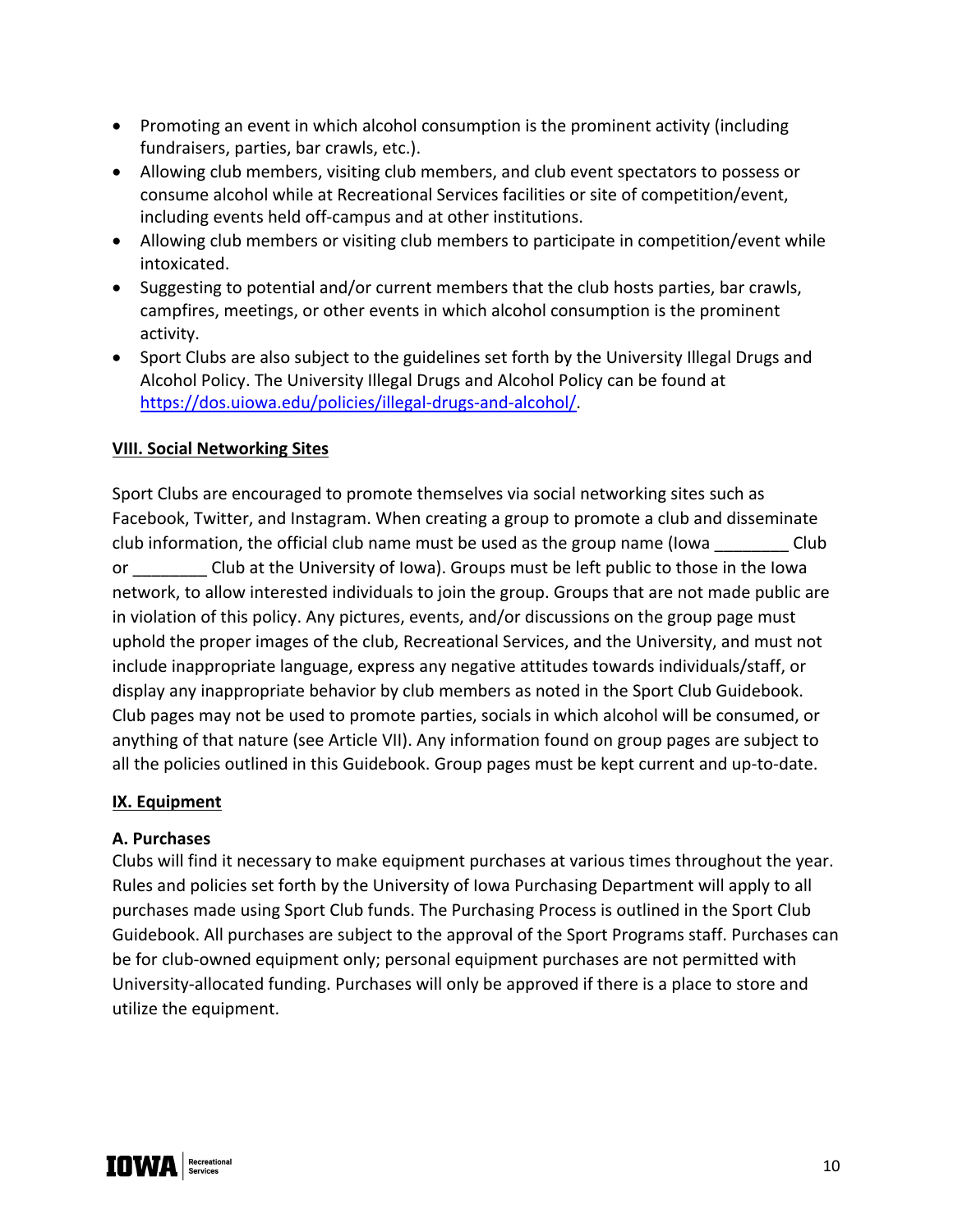- Promoting an event in which alcohol consumption is the prominent activity (including fundraisers, parties, bar crawls, etc.).
- Allowing club members, visiting club members, and club event spectators to possess or consume alcohol while at Recreational Services facilities or site of competition/event, including events held off-campus and at other institutions.
- Allowing club members or visiting club members to participate in competition/event while intoxicated.
- Suggesting to potential and/or current members that the club hosts parties, bar crawls, campfires, meetings, or other events in which alcohol consumption is the prominent activity.
- Sport Clubs are also subject to the guidelines set forth by the University Illegal Drugs and Alcohol Policy. The University Illegal Drugs and Alcohol Policy can be found at https://dos.uiowa.edu/policies/illegal-drugs-and-alcohol/.

## VIII. Social Networking Sites

Sport Clubs are encouraged to promote themselves via social networking sites such as Facebook, Twitter, and Instagram. When creating a group to promote a club and disseminate club information, the official club name must be used as the group name (Iowa ________ Club or ________ Club at the University of Iowa). Groups must be left public to those in the Iowa network, to allow interested individuals to join the group. Groups that are not made public are in violation of this policy. Any pictures, events, and/or discussions on the group page must uphold the proper images of the club, Recreational Services, and the University, and must not include inappropriate language, express any negative attitudes towards individuals/staff, or display any inappropriate behavior by club members as noted in the Sport Club Guidebook. Club pages may not be used to promote parties, socials in which alcohol will be consumed, or anything of that nature (see Article VII). Any information found on group pages are subject to all the policies outlined in this Guidebook. Group pages must be kept current and up-to-date.

## IX. Equipment

### A. Purchases

Clubs will find it necessary to make equipment purchases at various times throughout the year. Rules and policies set forth by the University of Iowa Purchasing Department will apply to all purchases made using Sport Club funds. The Purchasing Process is outlined in the Sport Club Guidebook. All purchases are subject to the approval of the Sport Programs staff. Purchases can be for club-owned equipment only; personal equipment purchases are not permitted with University-allocated funding. Purchases will only be approved if there is a place to store and utilize the equipment.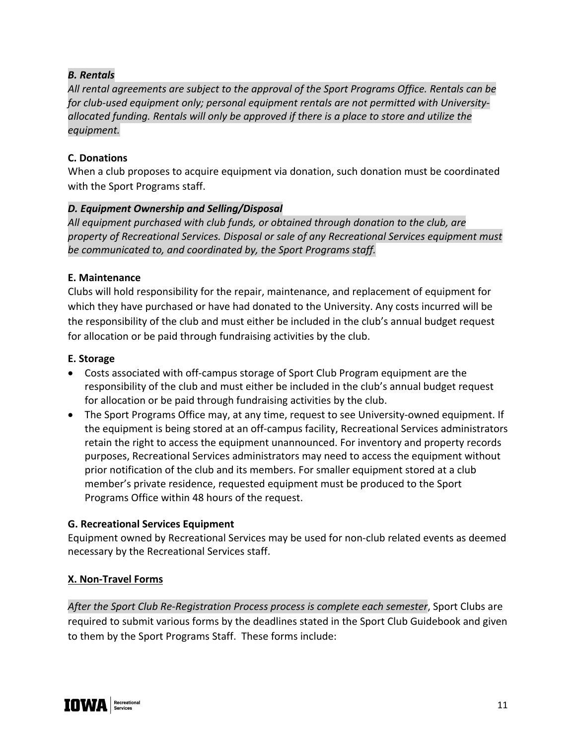***B. Rentals***

*All rental agreements are subject to the approval of the Sport Programs Office. Rentals can be for club-used equipment only; personal equipment rentals are not permitted with University-allocated funding. Rentals will only be approved if there is a place to store and utilize the equipment.*

**C. Donations**

When a club proposes to acquire equipment via donation, such donation must be coordinated with the Sport Programs staff.

***D. Equipment Ownership and Selling/Disposal***

*All equipment purchased with club funds, or obtained through donation to the club, are property of Recreational Services. Disposal or sale of any Recreational Services equipment must be communicated to, and coordinated by, the Sport Programs staff.*

**E. Maintenance**

Clubs will hold responsibility for the repair, maintenance, and replacement of equipment for which they have purchased or have had donated to the University. Any costs incurred will be the responsibility of the club and must either be included in the club's annual budget request for allocation or be paid through fundraising activities by the club.

**E. Storage**

- Costs associated with off-campus storage of Sport Club Program equipment are the responsibility of the club and must either be included in the club's annual budget request for allocation or be paid through fundraising activities by the club.
- The Sport Programs Office may, at any time, request to see University-owned equipment. If the equipment is being stored at an off-campus facility, Recreational Services administrators retain the right to access the equipment unannounced. For inventory and property records purposes, Recreational Services administrators may need to access the equipment without prior notification of the club and its members. For smaller equipment stored at a club member's private residence, requested equipment must be produced to the Sport Programs Office within 48 hours of the request.

**G. Recreational Services Equipment**

Equipment owned by Recreational Services may be used for non-club related events as deemed necessary by the Recreational Services staff.

## X. Non-Travel Forms

*After the Sport Club Re-Registration Process process is complete each semester*, Sport Clubs are required to submit various forms by the deadlines stated in the Sport Club Guidebook and given to them by the Sport Programs Staff. These forms include: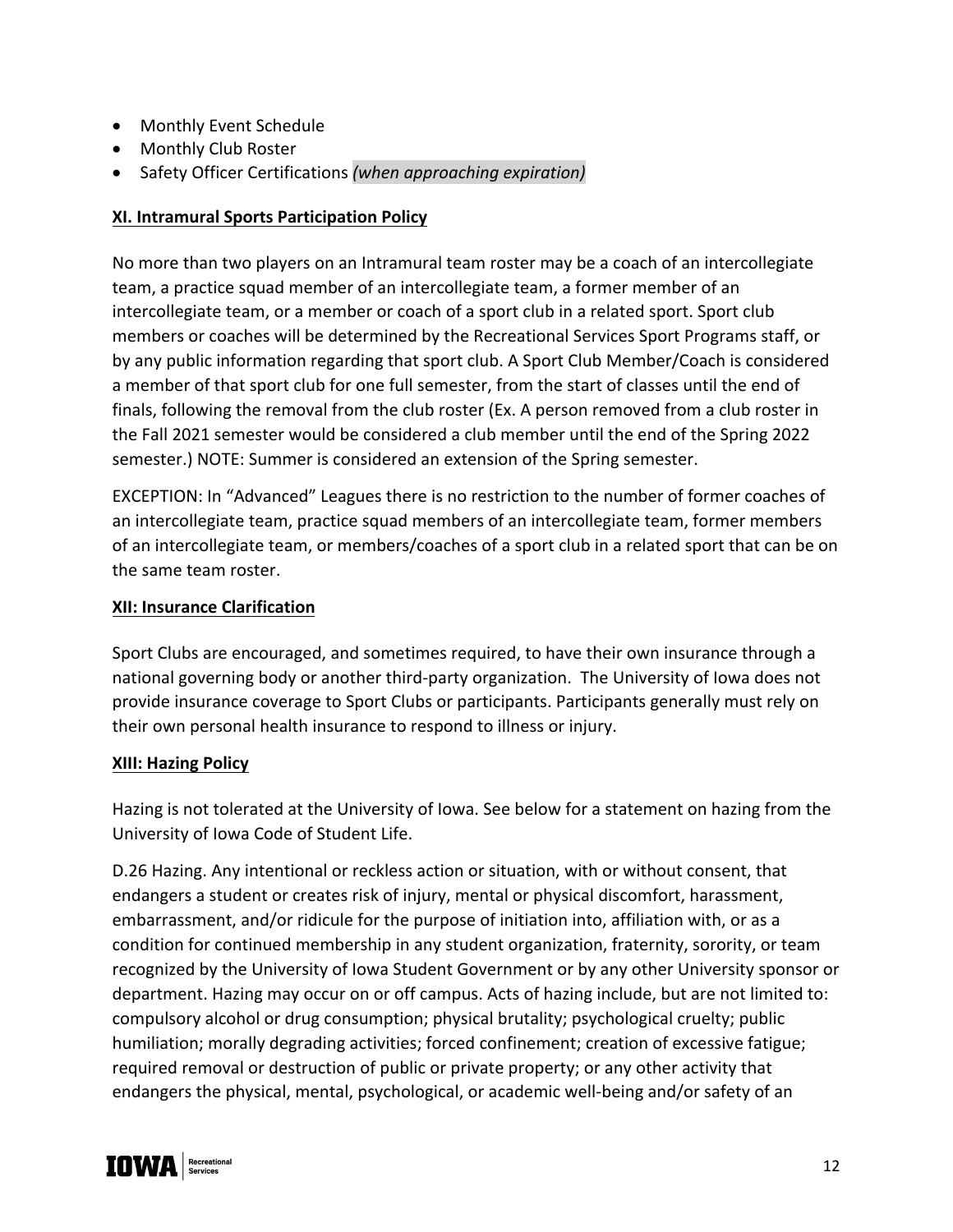- Monthly Event Schedule
- Monthly Club Roster
- Safety Officer Certifications *(when approaching expiration)*

## XI. Intramural Sports Participation Policy

No more than two players on an Intramural team roster may be a coach of an intercollegiate team, a practice squad member of an intercollegiate team, a former member of an intercollegiate team, or a member or coach of a sport club in a related sport. Sport club members or coaches will be determined by the Recreational Services Sport Programs staff, or by any public information regarding that sport club. A Sport Club Member/Coach is considered a member of that sport club for one full semester, from the start of classes until the end of finals, following the removal from the club roster (Ex. A person removed from a club roster in the Fall 2021 semester would be considered a club member until the end of the Spring 2022 semester.) NOTE: Summer is considered an extension of the Spring semester.

EXCEPTION: In "Advanced" Leagues there is no restriction to the number of former coaches of an intercollegiate team, practice squad members of an intercollegiate team, former members of an intercollegiate team, or members/coaches of a sport club in a related sport that can be on the same team roster.

## XII: Insurance Clarification

Sport Clubs are encouraged, and sometimes required, to have their own insurance through a national governing body or another third-party organization. The University of Iowa does not provide insurance coverage to Sport Clubs or participants. Participants generally must rely on their own personal health insurance to respond to illness or injury.

## XIII: Hazing Policy

Hazing is not tolerated at the University of Iowa. See below for a statement on hazing from the University of Iowa Code of Student Life.

D.26 Hazing. Any intentional or reckless action or situation, with or without consent, that endangers a student or creates risk of injury, mental or physical discomfort, harassment, embarrassment, and/or ridicule for the purpose of initiation into, affiliation with, or as a condition for continued membership in any student organization, fraternity, sorority, or team recognized by the University of Iowa Student Government or by any other University sponsor or department. Hazing may occur on or off campus. Acts of hazing include, but are not limited to: compulsory alcohol or drug consumption; physical brutality; psychological cruelty; public humiliation; morally degrading activities; forced confinement; creation of excessive fatigue; required removal or destruction of public or private property; or any other activity that endangers the physical, mental, psychological, or academic well-being and/or safety of an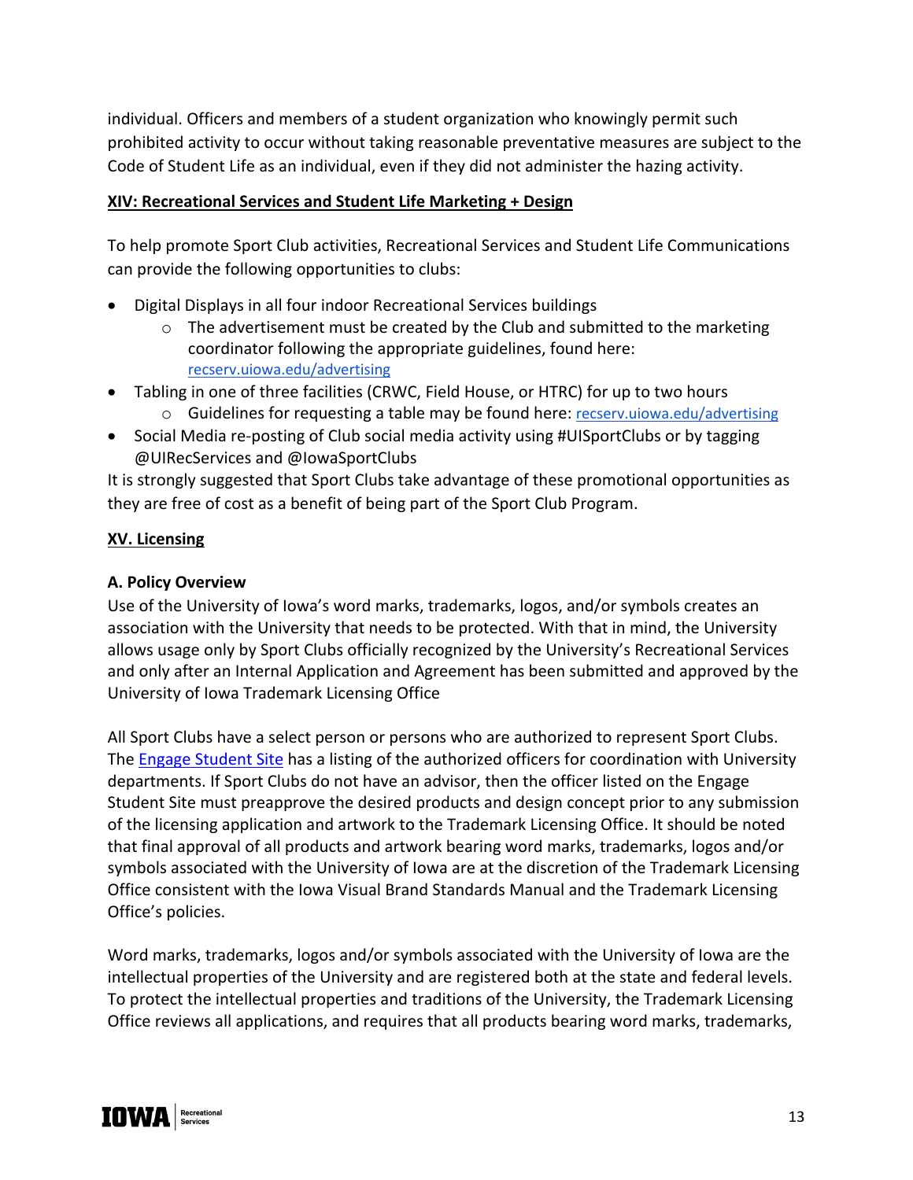individual. Officers and members of a student organization who knowingly permit such prohibited activity to occur without taking reasonable preventative measures are subject to the Code of Student Life as an individual, even if they did not administer the hazing activity.

## XIV: Recreational Services and Student Life Marketing + Design

To help promote Sport Club activities, Recreational Services and Student Life Communications can provide the following opportunities to clubs:

- Digital Displays in all four indoor Recreational Services buildings
  - The advertisement must be created by the Club and submitted to the marketing coordinator following the appropriate guidelines, found here: recserv.uiowa.edu/advertising
- Tabling in one of three facilities (CRWC, Field House, or HTRC) for up to two hours
  - Guidelines for requesting a table may be found here: recserv.uiowa.edu/advertising
- Social Media re-posting of Club social media activity using #UISportClubs or by tagging @UIRecServices and @IowaSportClubs

It is strongly suggested that Sport Clubs take advantage of these promotional opportunities as they are free of cost as a benefit of being part of the Sport Club Program.

## XV. Licensing

### A. Policy Overview

Use of the University of Iowa's word marks, trademarks, logos, and/or symbols creates an association with the University that needs to be protected. With that in mind, the University allows usage only by Sport Clubs officially recognized by the University's Recreational Services and only after an Internal Application and Agreement has been submitted and approved by the University of Iowa Trademark Licensing Office

All Sport Clubs have a select person or persons who are authorized to represent Sport Clubs. The Engage Student Site has a listing of the authorized officers for coordination with University departments. If Sport Clubs do not have an advisor, then the officer listed on the Engage Student Site must preapprove the desired products and design concept prior to any submission of the licensing application and artwork to the Trademark Licensing Office. It should be noted that final approval of all products and artwork bearing word marks, trademarks, logos and/or symbols associated with the University of Iowa are at the discretion of the Trademark Licensing Office consistent with the Iowa Visual Brand Standards Manual and the Trademark Licensing Office's policies.

Word marks, trademarks, logos and/or symbols associated with the University of Iowa are the intellectual properties of the University and are registered both at the state and federal levels. To protect the intellectual properties and traditions of the University, the Trademark Licensing Office reviews all applications, and requires that all products bearing word marks, trademarks,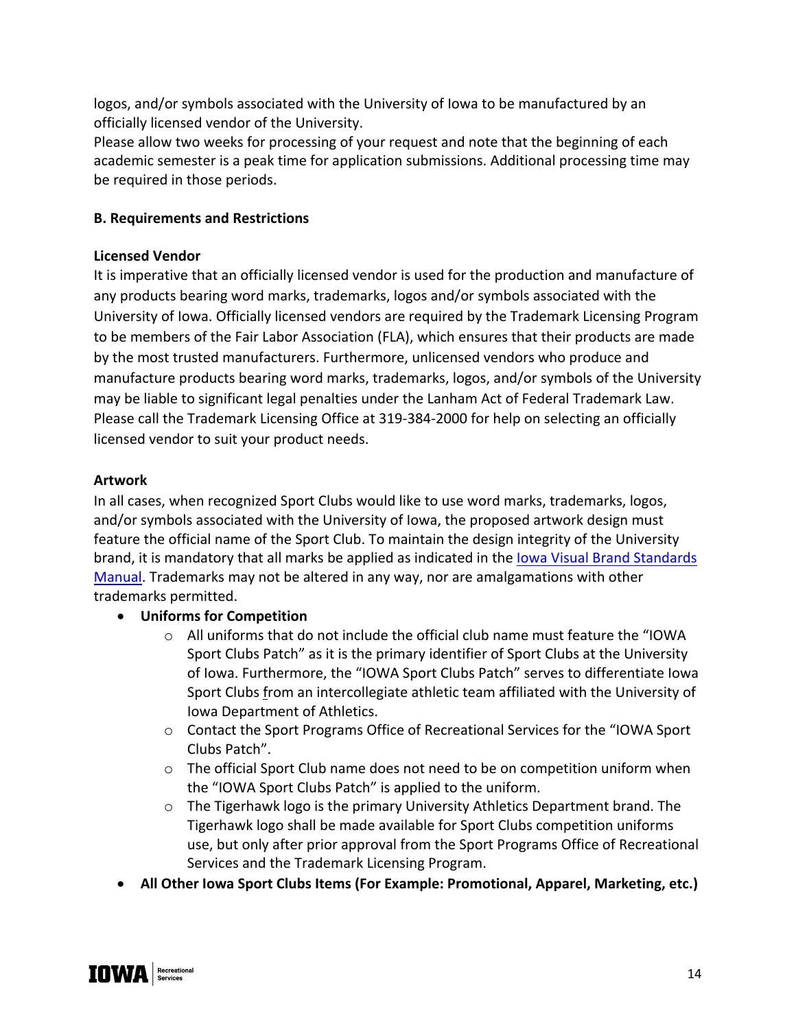logos, and/or symbols associated with the University of Iowa to be manufactured by an officially licensed vendor of the University.

Please allow two weeks for processing of your request and note that the beginning of each academic semester is a peak time for application submissions. Additional processing time may be required in those periods.

**B. Requirements and Restrictions**

**Licensed Vendor**

It is imperative that an officially licensed vendor is used for the production and manufacture of any products bearing word marks, trademarks, logos and/or symbols associated with the University of Iowa. Officially licensed vendors are required by the Trademark Licensing Program to be members of the Fair Labor Association (FLA), which ensures that their products are made by the most trusted manufacturers. Furthermore, unlicensed vendors who produce and manufacture products bearing word marks, trademarks, logos, and/or symbols of the University may be liable to significant legal penalties under the Lanham Act of Federal Trademark Law. Please call the Trademark Licensing Office at 319-384-2000 for help on selecting an officially licensed vendor to suit your product needs.

**Artwork**

In all cases, when recognized Sport Clubs would like to use word marks, trademarks, logos, and/or symbols associated with the University of Iowa, the proposed artwork design must feature the official name of the Sport Club. To maintain the design integrity of the University brand, it is mandatory that all marks be applied as indicated in the Iowa Visual Brand Standards Manual. Trademarks may not be altered in any way, nor are amalgamations with other trademarks permitted.

- **Uniforms for Competition**
  - All uniforms that do not include the official club name must feature the "IOWA Sport Clubs Patch" as it is the primary identifier of Sport Clubs at the University of Iowa. Furthermore, the "IOWA Sport Clubs Patch" serves to differentiate Iowa Sport Clubs from an intercollegiate athletic team affiliated with the University of Iowa Department of Athletics.
  - Contact the Sport Programs Office of Recreational Services for the "IOWA Sport Clubs Patch".
  - The official Sport Club name does not need to be on competition uniform when the "IOWA Sport Clubs Patch" is applied to the uniform.
  - The Tigerhawk logo is the primary University Athletics Department brand. The Tigerhawk logo shall be made available for Sport Clubs competition uniforms use, but only after prior approval from the Sport Programs Office of Recreational Services and the Trademark Licensing Program.
- **All Other Iowa Sport Clubs Items (For Example: Promotional, Apparel, Marketing, etc.)**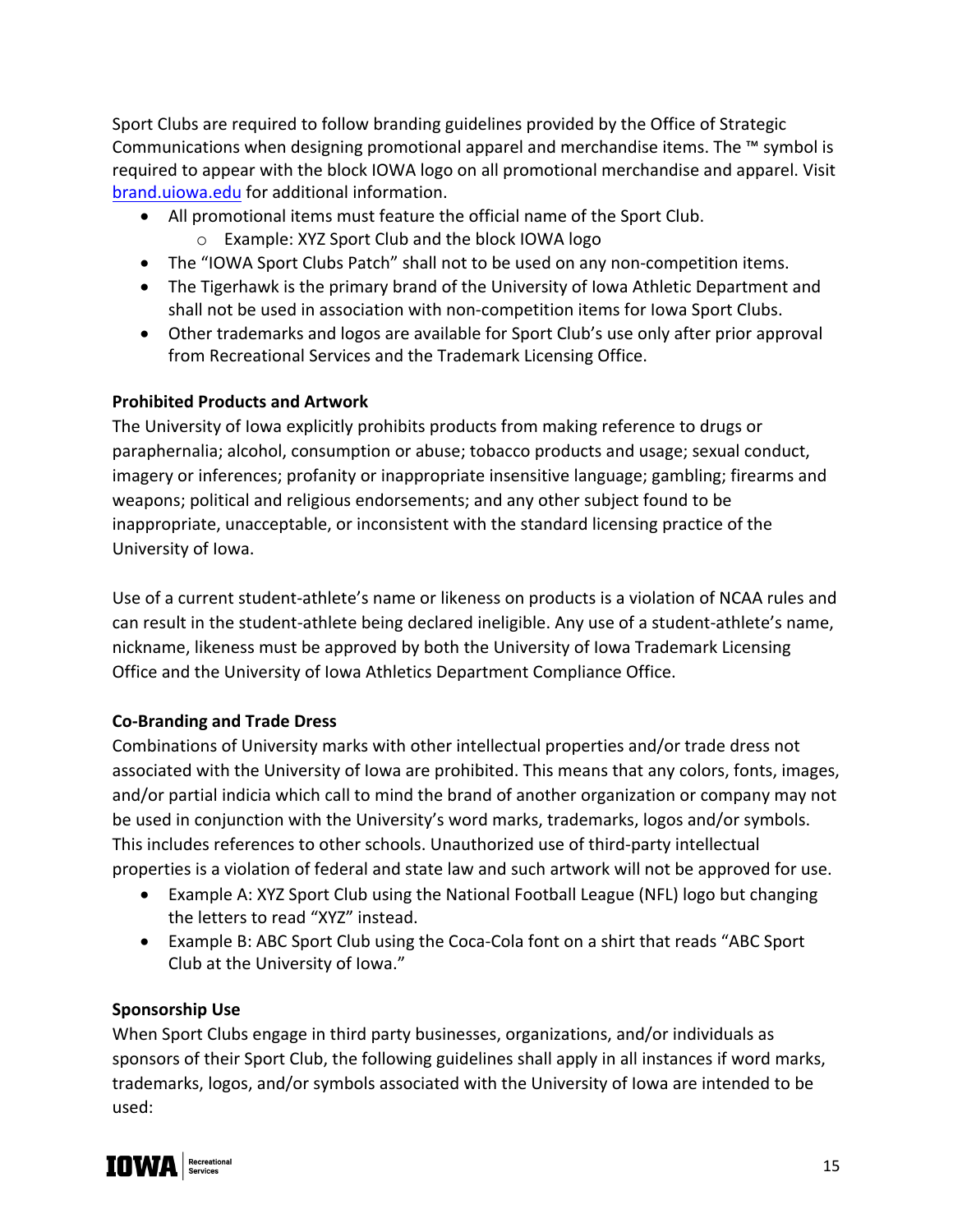Sport Clubs are required to follow branding guidelines provided by the Office of Strategic Communications when designing promotional apparel and merchandise items. The ™ symbol is required to appear with the block IOWA logo on all promotional merchandise and apparel. Visit [brand.uiowa.edu](brand.uiowa.edu) for additional information.

- All promotional items must feature the official name of the Sport Club.
  - Example: XYZ Sport Club and the block IOWA logo
- The "IOWA Sport Clubs Patch" shall not to be used on any non-competition items.
- The Tigerhawk is the primary brand of the University of Iowa Athletic Department and shall not be used in association with non-competition items for Iowa Sport Clubs.
- Other trademarks and logos are available for Sport Club's use only after prior approval from Recreational Services and the Trademark Licensing Office.

**Prohibited Products and Artwork**

The University of Iowa explicitly prohibits products from making reference to drugs or paraphernalia; alcohol, consumption or abuse; tobacco products and usage; sexual conduct, imagery or inferences; profanity or inappropriate insensitive language; gambling; firearms and weapons; political and religious endorsements; and any other subject found to be inappropriate, unacceptable, or inconsistent with the standard licensing practice of the University of Iowa.

Use of a current student-athlete's name or likeness on products is a violation of NCAA rules and can result in the student-athlete being declared ineligible. Any use of a student-athlete's name, nickname, likeness must be approved by both the University of Iowa Trademark Licensing Office and the University of Iowa Athletics Department Compliance Office.

**Co-Branding and Trade Dress**

Combinations of University marks with other intellectual properties and/or trade dress not associated with the University of Iowa are prohibited. This means that any colors, fonts, images, and/or partial indicia which call to mind the brand of another organization or company may not be used in conjunction with the University's word marks, trademarks, logos and/or symbols. This includes references to other schools. Unauthorized use of third-party intellectual properties is a violation of federal and state law and such artwork will not be approved for use.

- Example A: XYZ Sport Club using the National Football League (NFL) logo but changing the letters to read "XYZ" instead.
- Example B: ABC Sport Club using the Coca-Cola font on a shirt that reads "ABC Sport Club at the University of Iowa."

**Sponsorship Use**

When Sport Clubs engage in third party businesses, organizations, and/or individuals as sponsors of their Sport Club, the following guidelines shall apply in all instances if word marks, trademarks, logos, and/or symbols associated with the University of Iowa are intended to be used: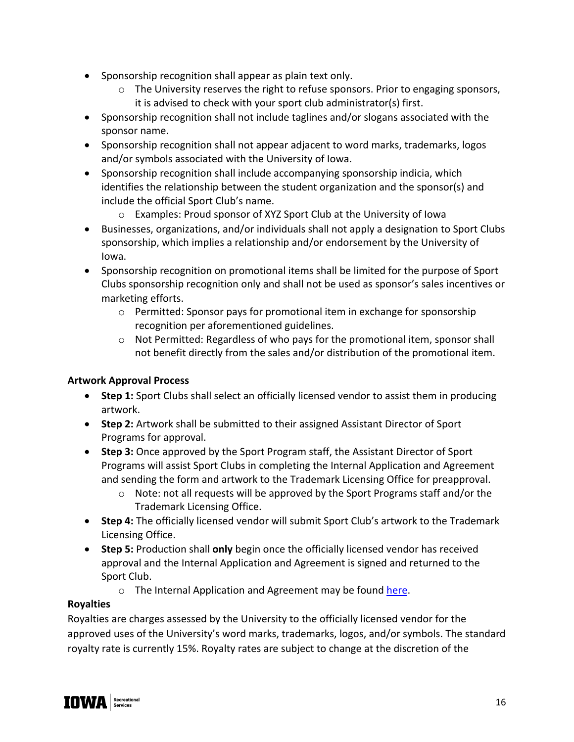- Sponsorship recognition shall appear as plain text only.
    - The University reserves the right to refuse sponsors. Prior to engaging sponsors, it is advised to check with your sport club administrator(s) first.
- Sponsorship recognition shall not include taglines and/or slogans associated with the sponsor name.
- Sponsorship recognition shall not appear adjacent to word marks, trademarks, logos and/or symbols associated with the University of Iowa.
- Sponsorship recognition shall include accompanying sponsorship indicia, which identifies the relationship between the student organization and the sponsor(s) and include the official Sport Club's name.
    - Examples: Proud sponsor of XYZ Sport Club at the University of Iowa
- Businesses, organizations, and/or individuals shall not apply a designation to Sport Clubs sponsorship, which implies a relationship and/or endorsement by the University of Iowa.
- Sponsorship recognition on promotional items shall be limited for the purpose of Sport Clubs sponsorship recognition only and shall not be used as sponsor's sales incentives or marketing efforts.
    - Permitted: Sponsor pays for promotional item in exchange for sponsorship recognition per aforementioned guidelines.
    - Not Permitted: Regardless of who pays for the promotional item, sponsor shall not benefit directly from the sales and/or distribution of the promotional item.

**Artwork Approval Process**

- **Step 1:** Sport Clubs shall select an officially licensed vendor to assist them in producing artwork.
- **Step 2:** Artwork shall be submitted to their assigned Assistant Director of Sport Programs for approval.
- **Step 3:** Once approved by the Sport Program staff, the Assistant Director of Sport Programs will assist Sport Clubs in completing the Internal Application and Agreement and sending the form and artwork to the Trademark Licensing Office for preapproval.
    - Note: not all requests will be approved by the Sport Programs staff and/or the Trademark Licensing Office.
- **Step 4:** The officially licensed vendor will submit Sport Club's artwork to the Trademark Licensing Office.
- **Step 5:** Production shall **only** begin once the officially licensed vendor has received approval and the Internal Application and Agreement is signed and returned to the Sport Club.
    - The Internal Application and Agreement may be found here.

**Royalties**

Royalties are charges assessed by the University to the officially licensed vendor for the approved uses of the University's word marks, trademarks, logos, and/or symbols. The standard royalty rate is currently 15%. Royalty rates are subject to change at the discretion of the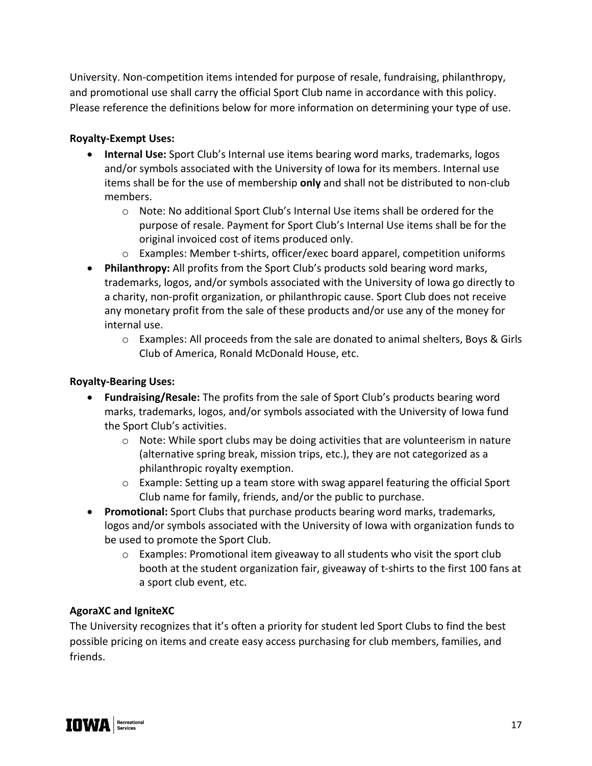University. Non-competition items intended for purpose of resale, fundraising, philanthropy, and promotional use shall carry the official Sport Club name in accordance with this policy. Please reference the definitions below for more information on determining your type of use.

**Royalty-Exempt Uses:**

- **Internal Use:** Sport Club's Internal use items bearing word marks, trademarks, logos and/or symbols associated with the University of Iowa for its members. Internal use items shall be for the use of membership **only** and shall not be distributed to non-club members.
  - Note: No additional Sport Club's Internal Use items shall be ordered for the purpose of resale. Payment for Sport Club's Internal Use items shall be for the original invoiced cost of items produced only.
  - Examples: Member t-shirts, officer/exec board apparel, competition uniforms
- **Philanthropy:** All profits from the Sport Club's products sold bearing word marks, trademarks, logos, and/or symbols associated with the University of Iowa go directly to a charity, non-profit organization, or philanthropic cause. Sport Club does not receive any monetary profit from the sale of these products and/or use any of the money for internal use.
  - Examples: All proceeds from the sale are donated to animal shelters, Boys & Girls Club of America, Ronald McDonald House, etc.

**Royalty-Bearing Uses:**

- **Fundraising/Resale:** The profits from the sale of Sport Club's products bearing word marks, trademarks, logos, and/or symbols associated with the University of Iowa fund the Sport Club's activities.
  - Note: While sport clubs may be doing activities that are volunteerism in nature (alternative spring break, mission trips, etc.), they are not categorized as a philanthropic royalty exemption.
  - Example: Setting up a team store with swag apparel featuring the official Sport Club name for family, friends, and/or the public to purchase.
- **Promotional:** Sport Clubs that purchase products bearing word marks, trademarks, logos and/or symbols associated with the University of Iowa with organization funds to be used to promote the Sport Club.
  - Examples: Promotional item giveaway to all students who visit the sport club booth at the student organization fair, giveaway of t-shirts to the first 100 fans at a sport club event, etc.

**AgoraXC and IgniteXC**

The University recognizes that it's often a priority for student led Sport Clubs to find the best possible pricing on items and create easy access purchasing for club members, families, and friends.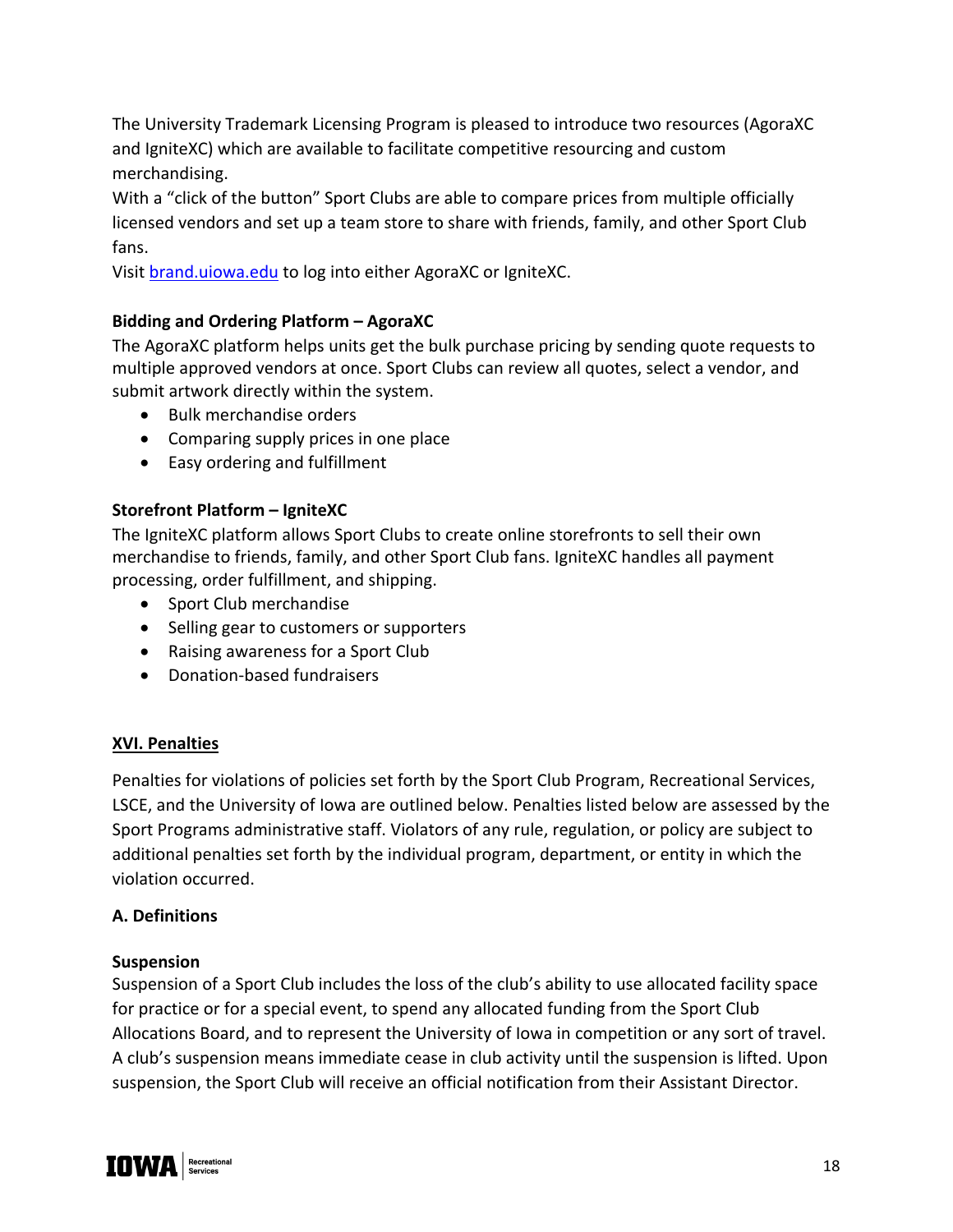The University Trademark Licensing Program is pleased to introduce two resources (AgoraXC and IgniteXC) which are available to facilitate competitive resourcing and custom merchandising.

With a "click of the button" Sport Clubs are able to compare prices from multiple officially licensed vendors and set up a team store to share with friends, family, and other Sport Club fans.

Visit [brand.uiowa.edu](brand.uiowa.edu) to log into either AgoraXC or IgniteXC.

**Bidding and Ordering Platform – AgoraXC**

The AgoraXC platform helps units get the bulk purchase pricing by sending quote requests to multiple approved vendors at once. Sport Clubs can review all quotes, select a vendor, and submit artwork directly within the system.

- Bulk merchandise orders
- Comparing supply prices in one place
- Easy ordering and fulfillment

**Storefront Platform – IgniteXC**

The IgniteXC platform allows Sport Clubs to create online storefronts to sell their own merchandise to friends, family, and other Sport Club fans. IgniteXC handles all payment processing, order fulfillment, and shipping.

- Sport Club merchandise
- Selling gear to customers or supporters
- Raising awareness for a Sport Club
- Donation-based fundraisers

## XVI. Penalties

Penalties for violations of policies set forth by the Sport Club Program, Recreational Services, LSCE, and the University of Iowa are outlined below. Penalties listed below are assessed by the Sport Programs administrative staff. Violators of any rule, regulation, or policy are subject to additional penalties set forth by the individual program, department, or entity in which the violation occurred.

### A. Definitions

**Suspension**

Suspension of a Sport Club includes the loss of the club's ability to use allocated facility space for practice or for a special event, to spend any allocated funding from the Sport Club Allocations Board, and to represent the University of Iowa in competition or any sort of travel. A club's suspension means immediate cease in club activity until the suspension is lifted. Upon suspension, the Sport Club will receive an official notification from their Assistant Director.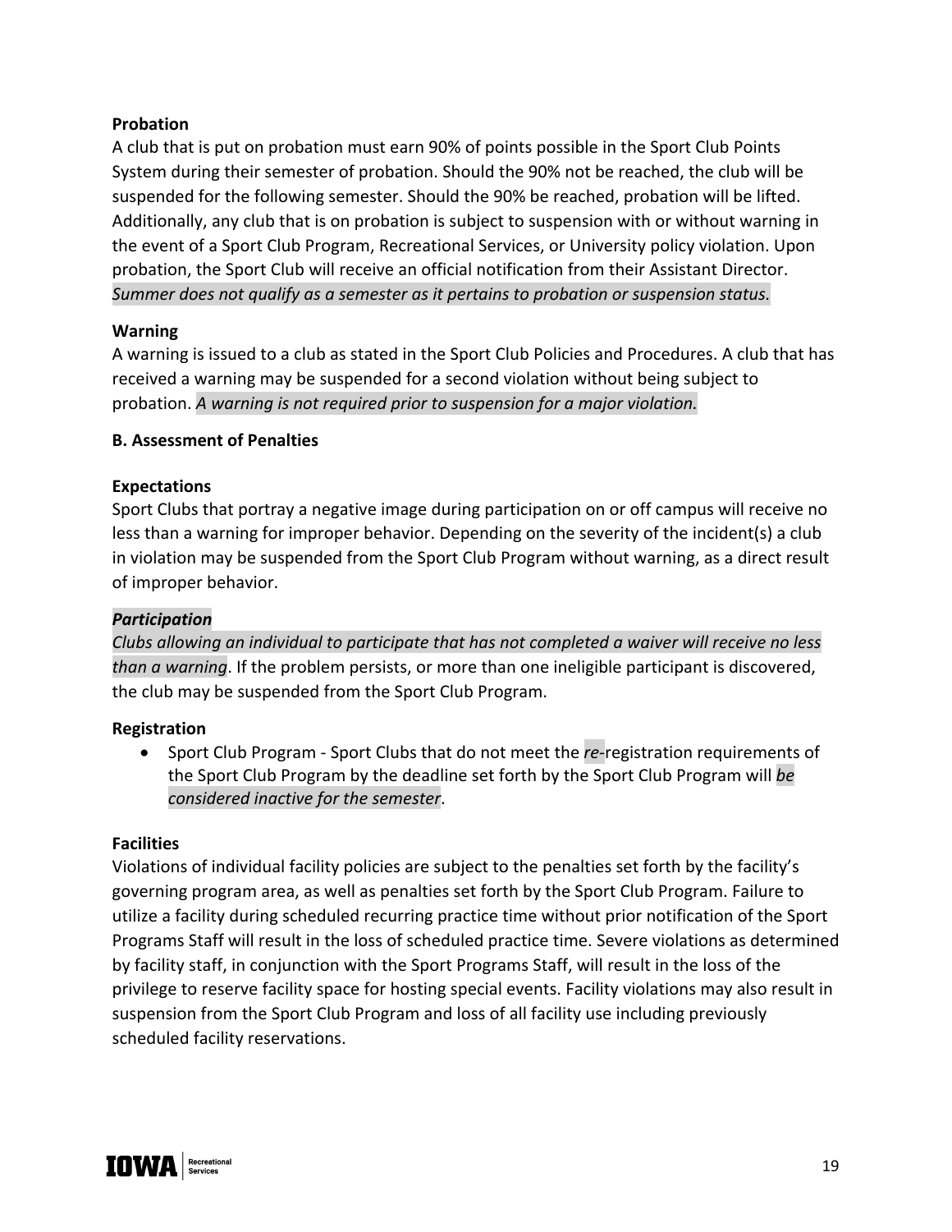**Probation**

A club that is put on probation must earn 90% of points possible in the Sport Club Points System during their semester of probation. Should the 90% not be reached, the club will be suspended for the following semester. Should the 90% be reached, probation will be lifted. Additionally, any club that is on probation is subject to suspension with or without warning in the event of a Sport Club Program, Recreational Services, or University policy violation. Upon probation, the Sport Club will receive an official notification from their Assistant Director. *Summer does not qualify as a semester as it pertains to probation or suspension status.*

**Warning**

A warning is issued to a club as stated in the Sport Club Policies and Procedures. A club that has received a warning may be suspended for a second violation without being subject to probation. *A warning is not required prior to suspension for a major violation.*

**B. Assessment of Penalties**

**Expectations**

Sport Clubs that portray a negative image during participation on or off campus will receive no less than a warning for improper behavior. Depending on the severity of the incident(s) a club in violation may be suspended from the Sport Club Program without warning, as a direct result of improper behavior.

***Participation***

*Clubs allowing an individual to participate that has not completed a waiver will receive no less than a warning*. If the problem persists, or more than one ineligible participant is discovered, the club may be suspended from the Sport Club Program.

**Registration**

- Sport Club Program - Sport Clubs that do not meet the *re*-registration requirements of the Sport Club Program by the deadline set forth by the Sport Club Program will *be considered inactive for the semester*.

**Facilities**

Violations of individual facility policies are subject to the penalties set forth by the facility's governing program area, as well as penalties set forth by the Sport Club Program. Failure to utilize a facility during scheduled recurring practice time without prior notification of the Sport Programs Staff will result in the loss of scheduled practice time. Severe violations as determined by facility staff, in conjunction with the Sport Programs Staff, will result in the loss of the privilege to reserve facility space for hosting special events. Facility violations may also result in suspension from the Sport Club Program and loss of all facility use including previously scheduled facility reservations.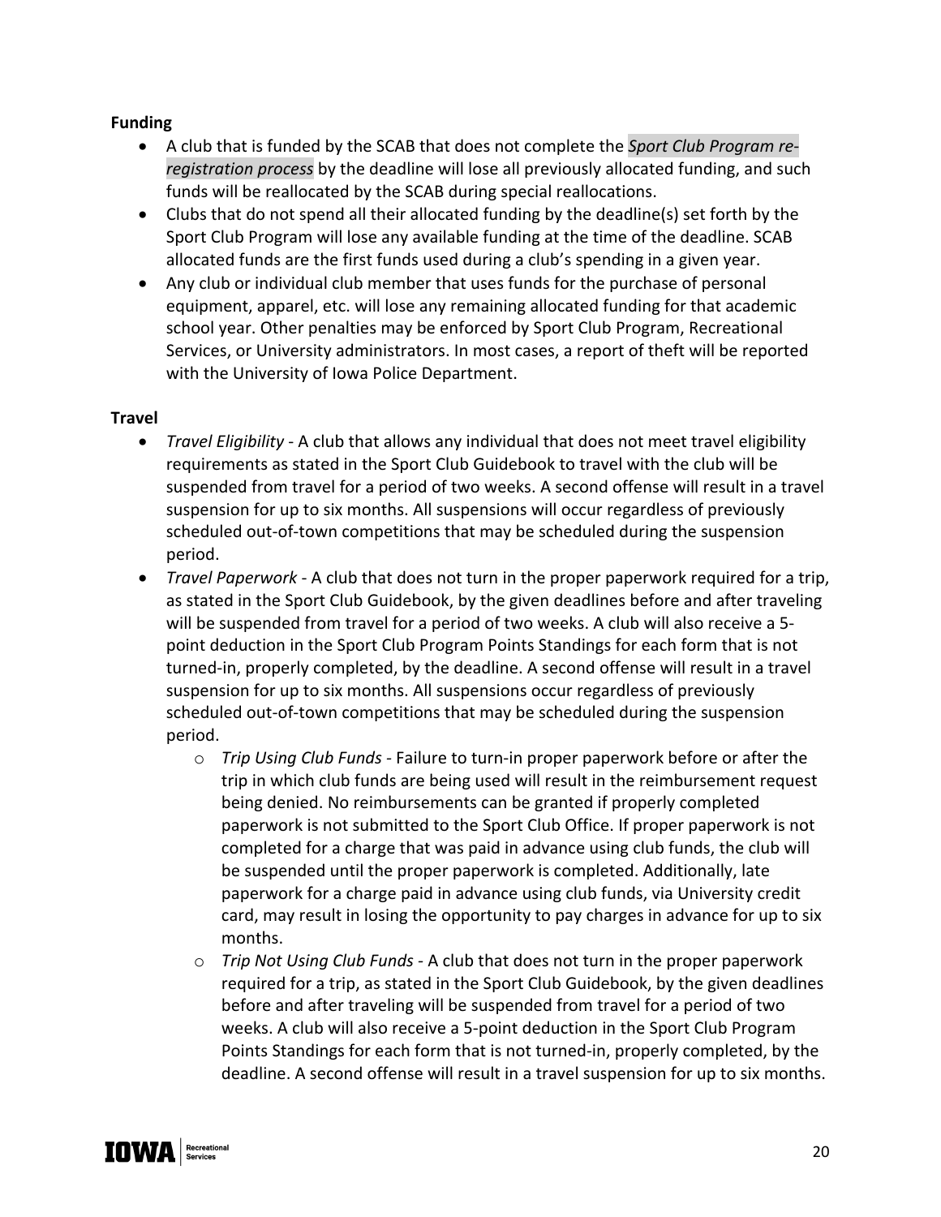**Funding**

- A club that is funded by the SCAB that does not complete the *Sport Club Program re-registration process* by the deadline will lose all previously allocated funding, and such funds will be reallocated by the SCAB during special reallocations.
- Clubs that do not spend all their allocated funding by the deadline(s) set forth by the Sport Club Program will lose any available funding at the time of the deadline. SCAB allocated funds are the first funds used during a club's spending in a given year.
- Any club or individual club member that uses funds for the purchase of personal equipment, apparel, etc. will lose any remaining allocated funding for that academic school year. Other penalties may be enforced by Sport Club Program, Recreational Services, or University administrators. In most cases, a report of theft will be reported with the University of Iowa Police Department.

**Travel**

- *Travel Eligibility* - A club that allows any individual that does not meet travel eligibility requirements as stated in the Sport Club Guidebook to travel with the club will be suspended from travel for a period of two weeks. A second offense will result in a travel suspension for up to six months. All suspensions will occur regardless of previously scheduled out-of-town competitions that may be scheduled during the suspension period.
- *Travel Paperwork* - A club that does not turn in the proper paperwork required for a trip, as stated in the Sport Club Guidebook, by the given deadlines before and after traveling will be suspended from travel for a period of two weeks. A club will also receive a 5-point deduction in the Sport Club Program Points Standings for each form that is not turned-in, properly completed, by the deadline. A second offense will result in a travel suspension for up to six months. All suspensions occur regardless of previously scheduled out-of-town competitions that may be scheduled during the suspension period.
    - *Trip Using Club Funds* - Failure to turn-in proper paperwork before or after the trip in which club funds are being used will result in the reimbursement request being denied. No reimbursements can be granted if properly completed paperwork is not submitted to the Sport Club Office. If proper paperwork is not completed for a charge that was paid in advance using club funds, the club will be suspended until the proper paperwork is completed. Additionally, late paperwork for a charge paid in advance using club funds, via University credit card, may result in losing the opportunity to pay charges in advance for up to six months.
    - *Trip Not Using Club Funds* - A club that does not turn in the proper paperwork required for a trip, as stated in the Sport Club Guidebook, by the given deadlines before and after traveling will be suspended from travel for a period of two weeks. A club will also receive a 5-point deduction in the Sport Club Program Points Standings for each form that is not turned-in, properly completed, by the deadline. A second offense will result in a travel suspension for up to six months.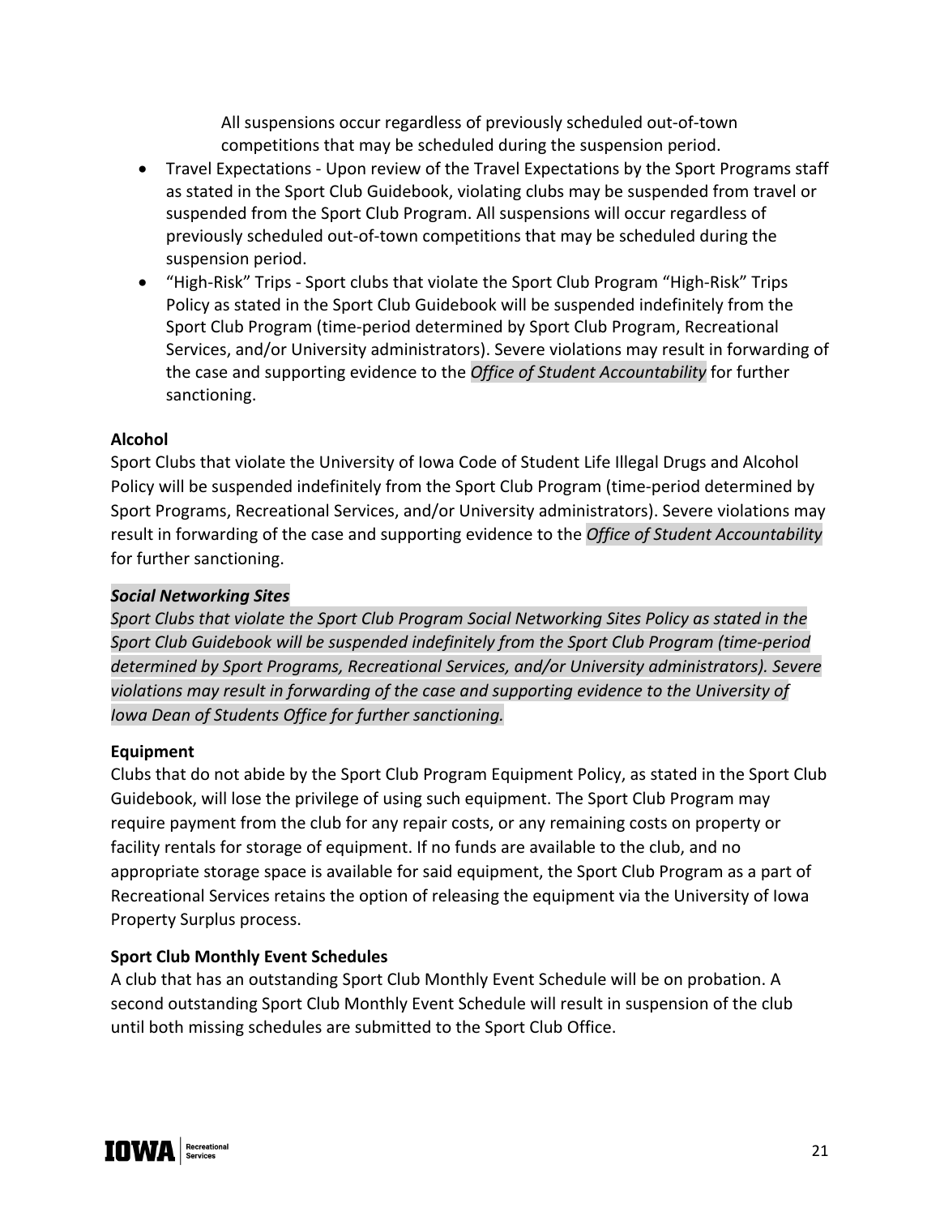All suspensions occur regardless of previously scheduled out-of-town competitions that may be scheduled during the suspension period.

- Travel Expectations - Upon review of the Travel Expectations by the Sport Programs staff as stated in the Sport Club Guidebook, violating clubs may be suspended from travel or suspended from the Sport Club Program. All suspensions will occur regardless of previously scheduled out-of-town competitions that may be scheduled during the suspension period.
- "High-Risk" Trips - Sport clubs that violate the Sport Club Program "High-Risk" Trips Policy as stated in the Sport Club Guidebook will be suspended indefinitely from the Sport Club Program (time-period determined by Sport Club Program, Recreational Services, and/or University administrators). Severe violations may result in forwarding of the case and supporting evidence to the *Office of Student Accountability* for further sanctioning.

**Alcohol**

Sport Clubs that violate the University of Iowa Code of Student Life Illegal Drugs and Alcohol Policy will be suspended indefinitely from the Sport Club Program (time-period determined by Sport Programs, Recreational Services, and/or University administrators). Severe violations may result in forwarding of the case and supporting evidence to the *Office of Student Accountability* for further sanctioning.

***Social Networking Sites***

*Sport Clubs that violate the Sport Club Program Social Networking Sites Policy as stated in the Sport Club Guidebook will be suspended indefinitely from the Sport Club Program (time-period determined by Sport Programs, Recreational Services, and/or University administrators). Severe violations may result in forwarding of the case and supporting evidence to the University of Iowa Dean of Students Office for further sanctioning.*

**Equipment**

Clubs that do not abide by the Sport Club Program Equipment Policy, as stated in the Sport Club Guidebook, will lose the privilege of using such equipment. The Sport Club Program may require payment from the club for any repair costs, or any remaining costs on property or facility rentals for storage of equipment. If no funds are available to the club, and no appropriate storage space is available for said equipment, the Sport Club Program as a part of Recreational Services retains the option of releasing the equipment via the University of Iowa Property Surplus process.

**Sport Club Monthly Event Schedules**

A club that has an outstanding Sport Club Monthly Event Schedule will be on probation. A second outstanding Sport Club Monthly Event Schedule will result in suspension of the club until both missing schedules are submitted to the Sport Club Office.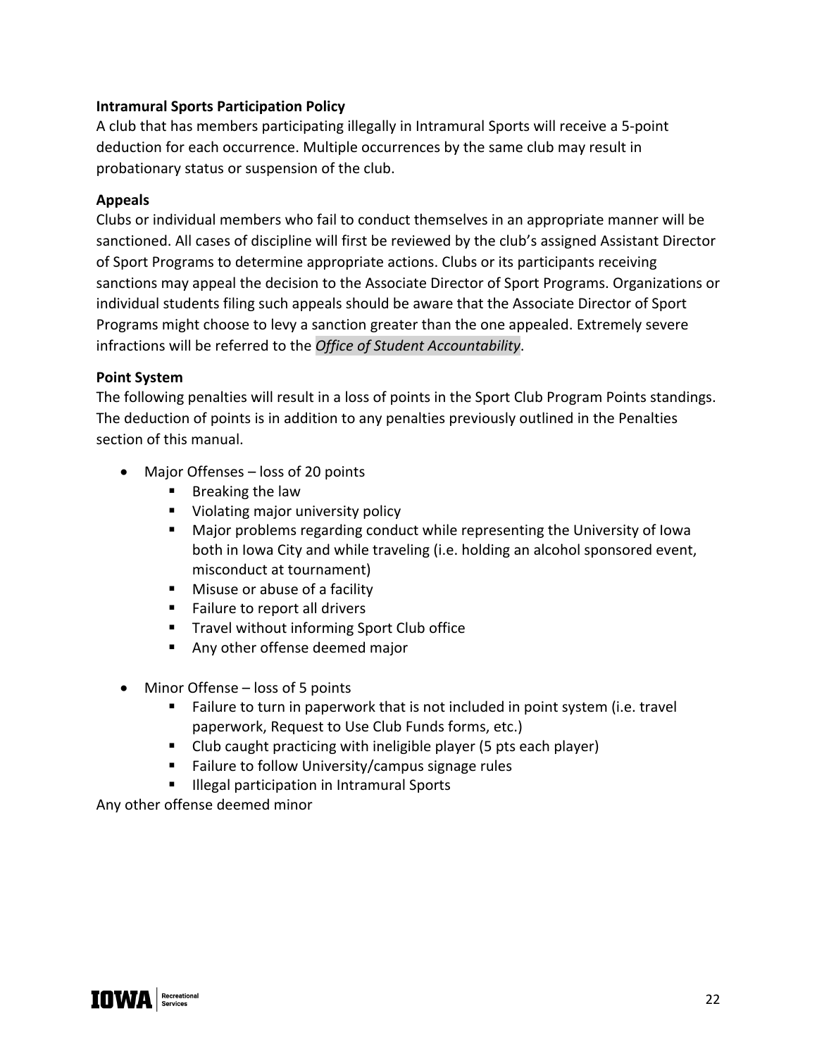**Intramural Sports Participation Policy**

A club that has members participating illegally in Intramural Sports will receive a 5-point deduction for each occurrence. Multiple occurrences by the same club may result in probationary status or suspension of the club.

**Appeals**

Clubs or individual members who fail to conduct themselves in an appropriate manner will be sanctioned. All cases of discipline will first be reviewed by the club's assigned Assistant Director of Sport Programs to determine appropriate actions. Clubs or its participants receiving sanctions may appeal the decision to the Associate Director of Sport Programs. Organizations or individual students filing such appeals should be aware that the Associate Director of Sport Programs might choose to levy a sanction greater than the one appealed. Extremely severe infractions will be referred to the *Office of Student Accountability*.

**Point System**

The following penalties will result in a loss of points in the Sport Club Program Points standings. The deduction of points is in addition to any penalties previously outlined in the Penalties section of this manual.

- Major Offenses – loss of 20 points
  - Breaking the law
  - Violating major university policy
  - Major problems regarding conduct while representing the University of Iowa both in Iowa City and while traveling (i.e. holding an alcohol sponsored event, misconduct at tournament)
  - Misuse or abuse of a facility
  - Failure to report all drivers
  - Travel without informing Sport Club office
  - Any other offense deemed major

- Minor Offense – loss of 5 points
  - Failure to turn in paperwork that is not included in point system (i.e. travel paperwork, Request to Use Club Funds forms, etc.)
  - Club caught practicing with ineligible player (5 pts each player)
  - Failure to follow University/campus signage rules
  - Illegal participation in Intramural Sports

Any other offense deemed minor